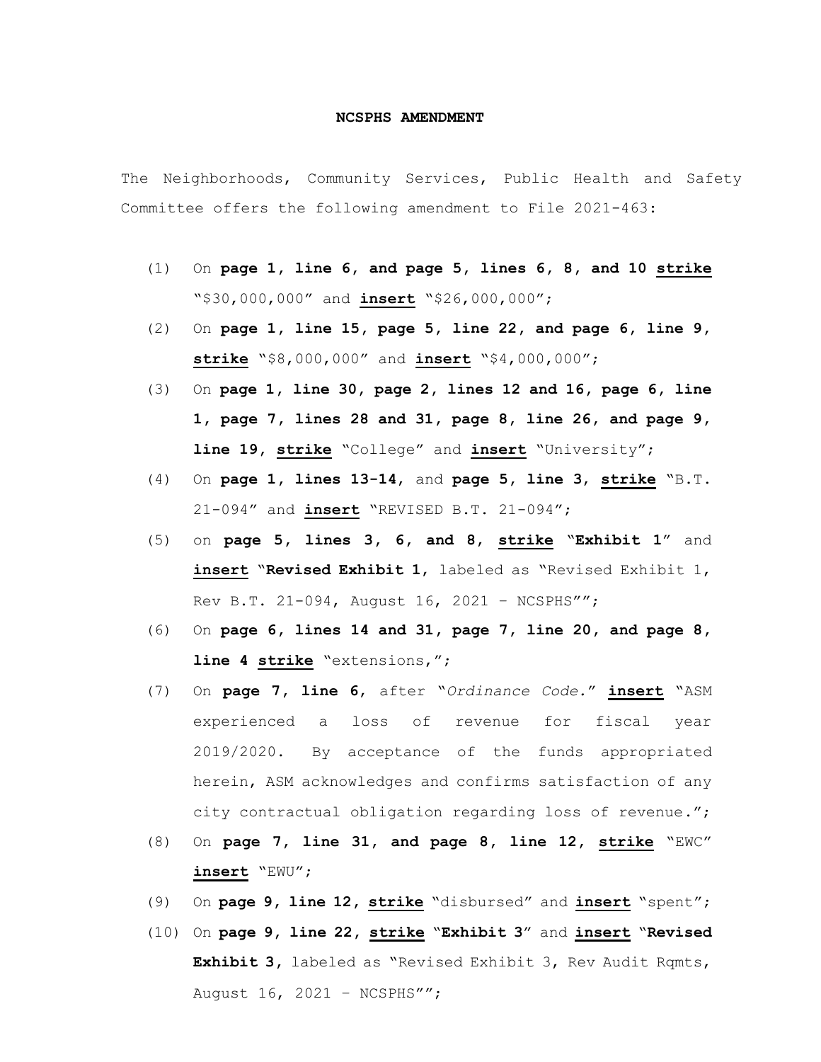**NCSPHS AMENDMENT**

The Neighborhoods, Community Services, Public Health and Safety Committee offers the following amendment to File 2021-463:

(1) On **page 1, line 6, and page 5, lines 6, 8, and 10** **strike** "$30,000,000" and **insert** "$26,000,000";

(2) On **page 1, line 15, page 5, line 22, and page 6, line 9,** **strike** "$8,000,000" and **insert** "$4,000,000";

(3) On **page 1, line 30, page 2, lines 12 and 16, page 6, line 1, page 7, lines 28 and 31, page 8, line 26, and page 9, line 19,** **strike** "College" and **insert** "University";

(4) On **page 1, lines 13-14**, and **page 5, line 3,** **strike** "B.T. 21-094" and **insert** "REVISED B.T. 21-094";

(5) on **page 5, lines 3, 6, and 8,** **strike** "**Exhibit 1**" and **insert** "**Revised Exhibit 1**, labeled as "Revised Exhibit 1, Rev B.T. 21-094, August 16, 2021 – NCSPHS"";

(6) On **page 6, lines 14 and 31, page 7, line 20, and page 8, line 4** **strike** "extensions,";

(7) On **page 7, line 6**, after "*Ordinance Code.*" **insert** "ASM experienced a loss of revenue for fiscal year 2019/2020. By acceptance of the funds appropriated herein, ASM acknowledges and confirms satisfaction of any city contractual obligation regarding loss of revenue.";

(8) On **page 7, line 31, and page 8, line 12,** **strike** "EWC" **insert** "EWU";

(9) On **page 9, line 12,** **strike** "disbursed" and **insert** "spent";

(10) On **page 9, line 22,** **strike** "**Exhibit 3**" and **insert** "**Revised Exhibit 3**, labeled as "Revised Exhibit 3, Rev Audit Rqmts, August 16, 2021 – NCSPHS"";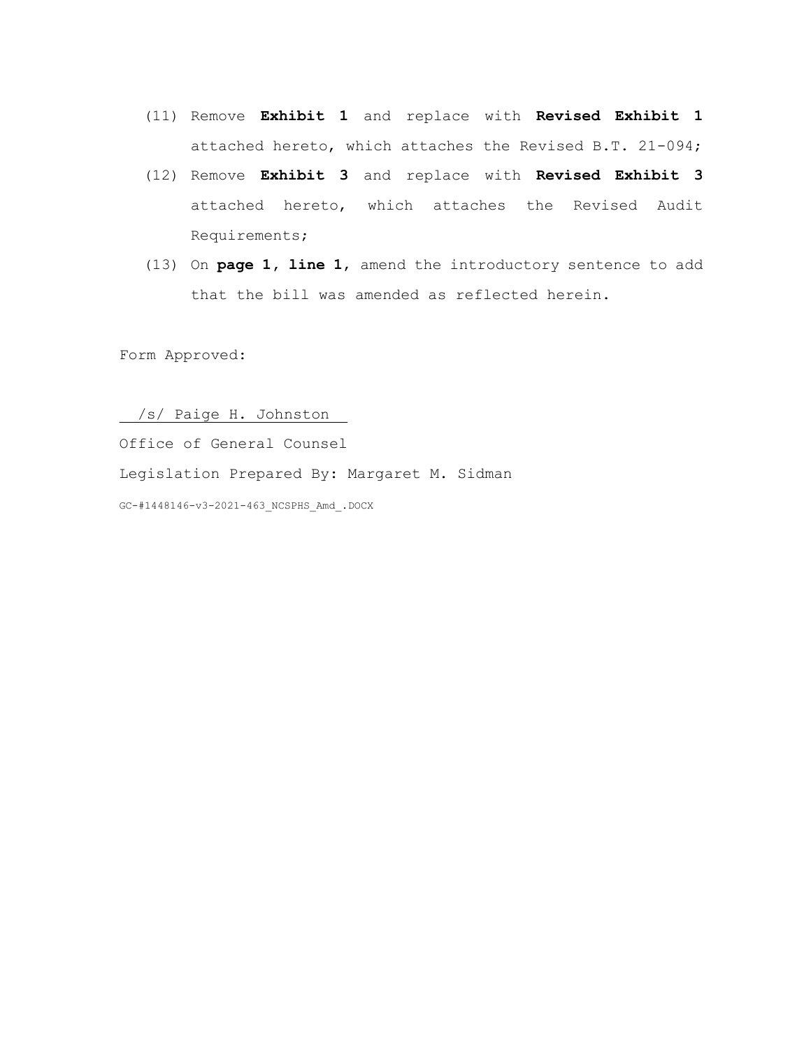(11) Remove **Exhibit 1** and replace with **Revised Exhibit 1** attached hereto, which attaches the Revised B.T. 21-094;

(12) Remove **Exhibit 3** and replace with **Revised Exhibit 3** attached hereto, which attaches the Revised Audit Requirements;

(13) On **page 1, line 1**, amend the introductory sentence to add that the bill was amended as reflected herein.

Form Approved:

/s/ Paige H. Johnston

Office of General Counsel

Legislation Prepared By: Margaret M. Sidman

GC-#1448146-v3-2021-463_NCSPHS_Amd_.DOCX